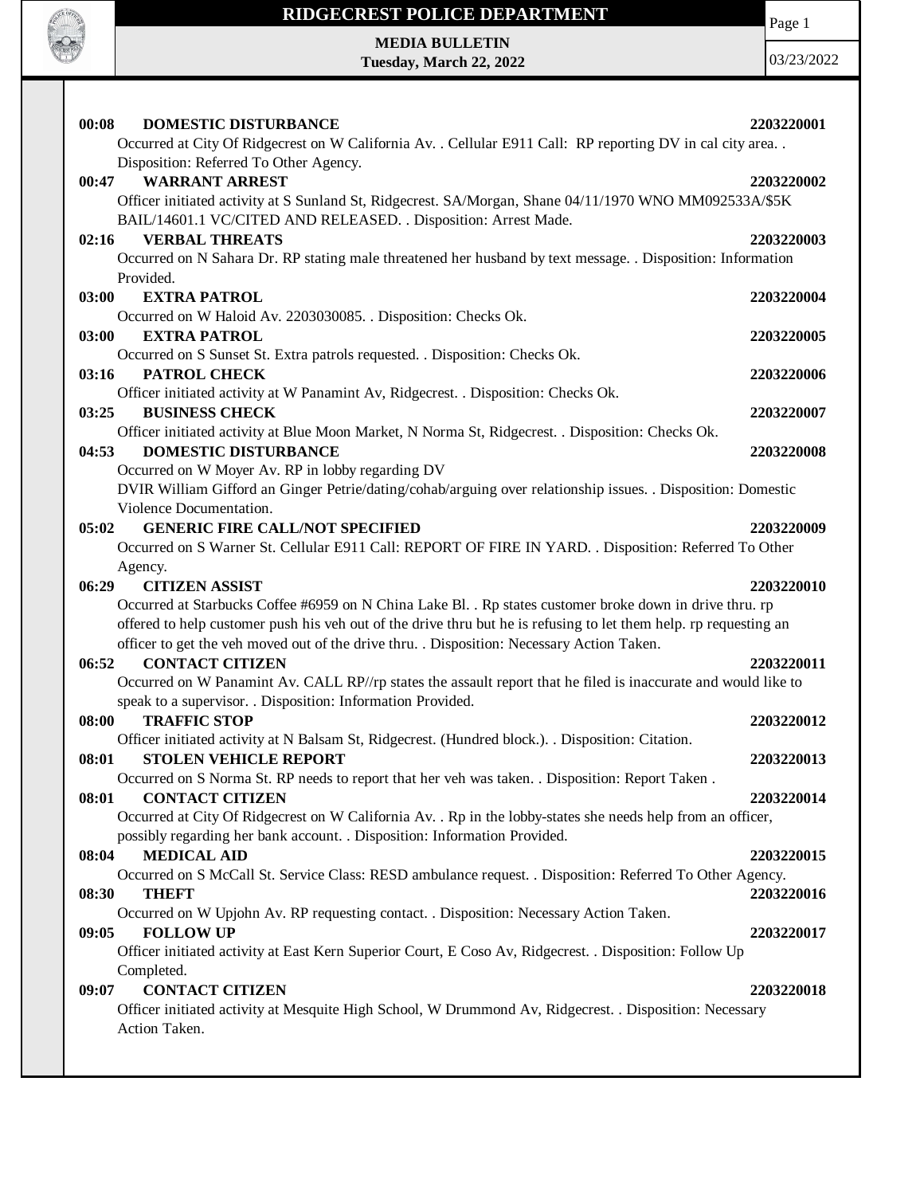# RIDGECREST POLICE DEPARTMENT

**MEDIA BULLETIN**
**Tuesday, March 22, 2022**

03/23/2022

**00:08 DOMESTIC DISTURBANCE** 2203220001
Occurred at City Of Ridgecrest on W California Av. . Cellular E911 Call: RP reporting DV in cal city area. . Disposition: Referred To Other Agency.

**00:47 WARRANT ARREST** 2203220002
Officer initiated activity at S Sunland St, Ridgecrest. SA/Morgan, Shane 04/11/1970 WNO MM092533A/$5K BAIL/14601.1 VC/CITED AND RELEASED. . Disposition: Arrest Made.

**02:16 VERBAL THREATS** 2203220003
Occurred on N Sahara Dr. RP stating male threatened her husband by text message. . Disposition: Information Provided.

**03:00 EXTRA PATROL** 2203220004
Occurred on W Haloid Av. 2203030085. . Disposition: Checks Ok.

**03:00 EXTRA PATROL** 2203220005
Occurred on S Sunset St. Extra patrols requested. . Disposition: Checks Ok.

**03:16 PATROL CHECK** 2203220006
Officer initiated activity at W Panamint Av, Ridgecrest. . Disposition: Checks Ok.

**03:25 BUSINESS CHECK** 2203220007
Officer initiated activity at Blue Moon Market, N Norma St, Ridgecrest. . Disposition: Checks Ok.

**04:53 DOMESTIC DISTURBANCE** 2203220008
Occurred on W Moyer Av. RP in lobby regarding DV
DVIR William Gifford an Ginger Petrie/dating/cohab/arguing over relationship issues. . Disposition: Domestic Violence Documentation.

**05:02 GENERIC FIRE CALL/NOT SPECIFIED** 2203220009
Occurred on S Warner St. Cellular E911 Call: REPORT OF FIRE IN YARD. . Disposition: Referred To Other Agency.

**06:29 CITIZEN ASSIST** 2203220010
Occurred at Starbucks Coffee #6959 on N China Lake Bl. . Rp states customer broke down in drive thru. rp offered to help customer push his veh out of the drive thru but he is refusing to let them help. rp requesting an officer to get the veh moved out of the drive thru. . Disposition: Necessary Action Taken.

**06:52 CONTACT CITIZEN** 2203220011
Occurred on W Panamint Av. CALL RP//rp states the assault report that he filed is inaccurate and would like to speak to a supervisor. . Disposition: Information Provided.

**08:00 TRAFFIC STOP** 2203220012
Officer initiated activity at N Balsam St, Ridgecrest. (Hundred block.). . Disposition: Citation.

**08:01 STOLEN VEHICLE REPORT** 2203220013
Occurred on S Norma St. RP needs to report that her veh was taken. . Disposition: Report Taken .

**08:01 CONTACT CITIZEN** 2203220014
Occurred at City Of Ridgecrest on W California Av. . Rp in the lobby-states she needs help from an officer, possibly regarding her bank account. . Disposition: Information Provided.

**08:04 MEDICAL AID** 2203220015
Occurred on S McCall St. Service Class: RESD ambulance request. . Disposition: Referred To Other Agency.

**08:30 THEFT** 2203220016
Occurred on W Upjohn Av. RP requesting contact. . Disposition: Necessary Action Taken.

**09:05 FOLLOW UP** 2203220017
Officer initiated activity at East Kern Superior Court, E Coso Av, Ridgecrest. . Disposition: Follow Up Completed.

**09:07 CONTACT CITIZEN** 2203220018
Officer initiated activity at Mesquite High School, W Drummond Av, Ridgecrest. . Disposition: Necessary Action Taken.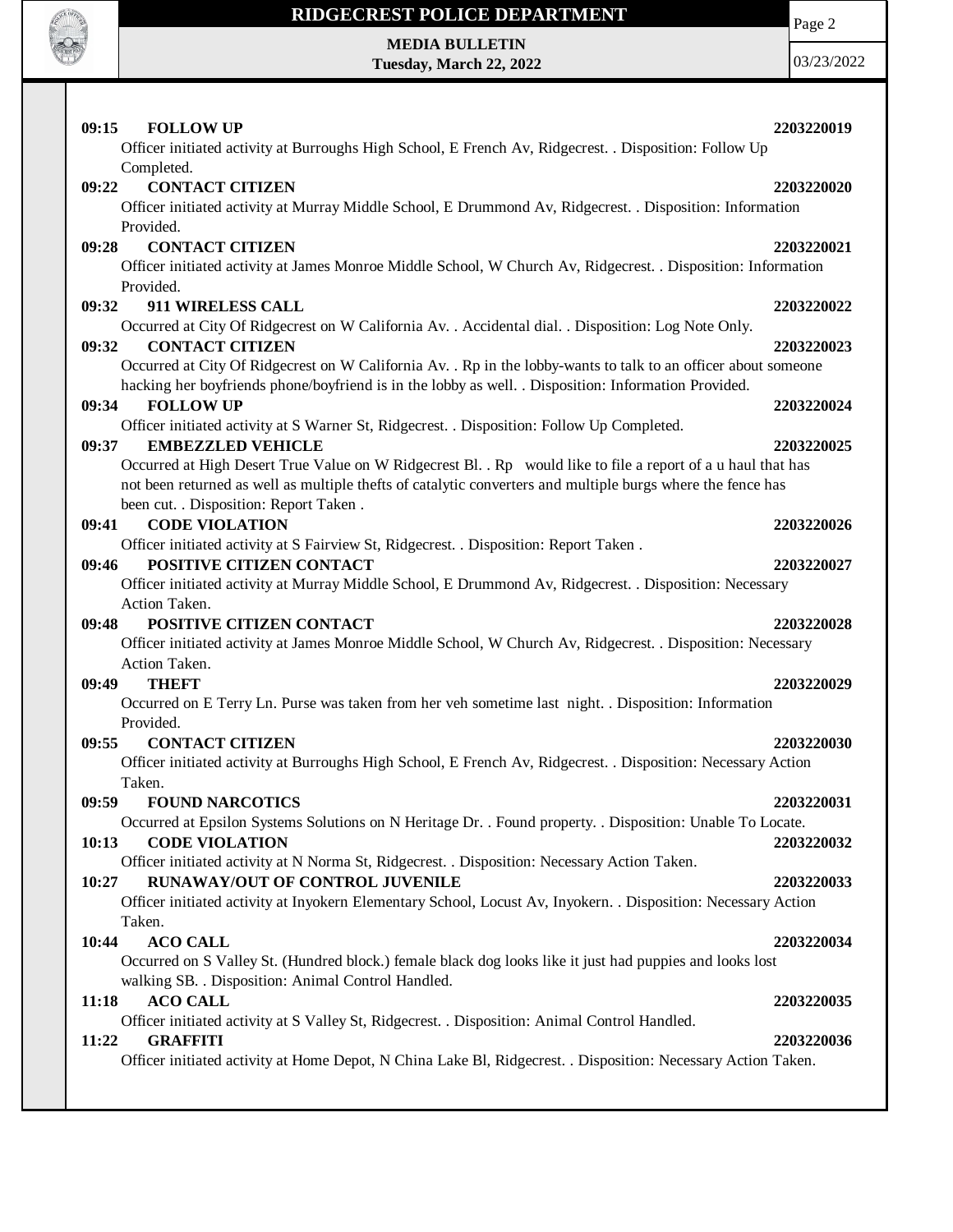**09:15 FOLLOW UP** **2203220019**
Officer initiated activity at Burroughs High School, E French Av, Ridgecrest. . Disposition: Follow Up Completed.

**09:22 CONTACT CITIZEN** **2203220020**
Officer initiated activity at Murray Middle School, E Drummond Av, Ridgecrest. . Disposition: Information Provided.

**09:28 CONTACT CITIZEN** **2203220021**
Officer initiated activity at James Monroe Middle School, W Church Av, Ridgecrest. . Disposition: Information Provided.

**09:32 911 WIRELESS CALL** **2203220022**
Occurred at City Of Ridgecrest on W California Av. . Accidental dial. . Disposition: Log Note Only.

**09:32 CONTACT CITIZEN** **2203220023**
Occurred at City Of Ridgecrest on W California Av. . Rp in the lobby-wants to talk to an officer about someone hacking her boyfriends phone/boyfriend is in the lobby as well. . Disposition: Information Provided.

**09:34 FOLLOW UP** **2203220024**
Officer initiated activity at S Warner St, Ridgecrest. . Disposition: Follow Up Completed.

**09:37 EMBEZZLED VEHICLE** **2203220025**
Occurred at High Desert True Value on W Ridgecrest Bl. . Rp would like to file a report of a u haul that has not been returned as well as multiple thefts of catalytic converters and multiple burgs where the fence has been cut. . Disposition: Report Taken .

**09:41 CODE VIOLATION** **2203220026**
Officer initiated activity at S Fairview St, Ridgecrest. . Disposition: Report Taken .

**09:46 POSITIVE CITIZEN CONTACT** **2203220027**
Officer initiated activity at Murray Middle School, E Drummond Av, Ridgecrest. . Disposition: Necessary Action Taken.

**09:48 POSITIVE CITIZEN CONTACT** **2203220028**
Officer initiated activity at James Monroe Middle School, W Church Av, Ridgecrest. . Disposition: Necessary Action Taken.

**09:49 THEFT** **2203220029**
Occurred on E Terry Ln. Purse was taken from her veh sometime last night. . Disposition: Information Provided.

**09:55 CONTACT CITIZEN** **2203220030**
Officer initiated activity at Burroughs High School, E French Av, Ridgecrest. . Disposition: Necessary Action Taken.

**09:59 FOUND NARCOTICS** **2203220031**
Occurred at Epsilon Systems Solutions on N Heritage Dr. . Found property. . Disposition: Unable To Locate.

**10:13 CODE VIOLATION** **2203220032**
Officer initiated activity at N Norma St, Ridgecrest. . Disposition: Necessary Action Taken.

**10:27 RUNAWAY/OUT OF CONTROL JUVENILE** **2203220033**
Officer initiated activity at Inyokern Elementary School, Locust Av, Inyokern. . Disposition: Necessary Action Taken.

**10:44 ACO CALL** **2203220034**
Occurred on S Valley St. (Hundred block.) female black dog looks like it just had puppies and looks lost walking SB. . Disposition: Animal Control Handled.

**11:18 ACO CALL** **2203220035**
Officer initiated activity at S Valley St, Ridgecrest. . Disposition: Animal Control Handled.

**11:22 GRAFFITI** **2203220036**
Officer initiated activity at Home Depot, N China Lake Bl, Ridgecrest. . Disposition: Necessary Action Taken.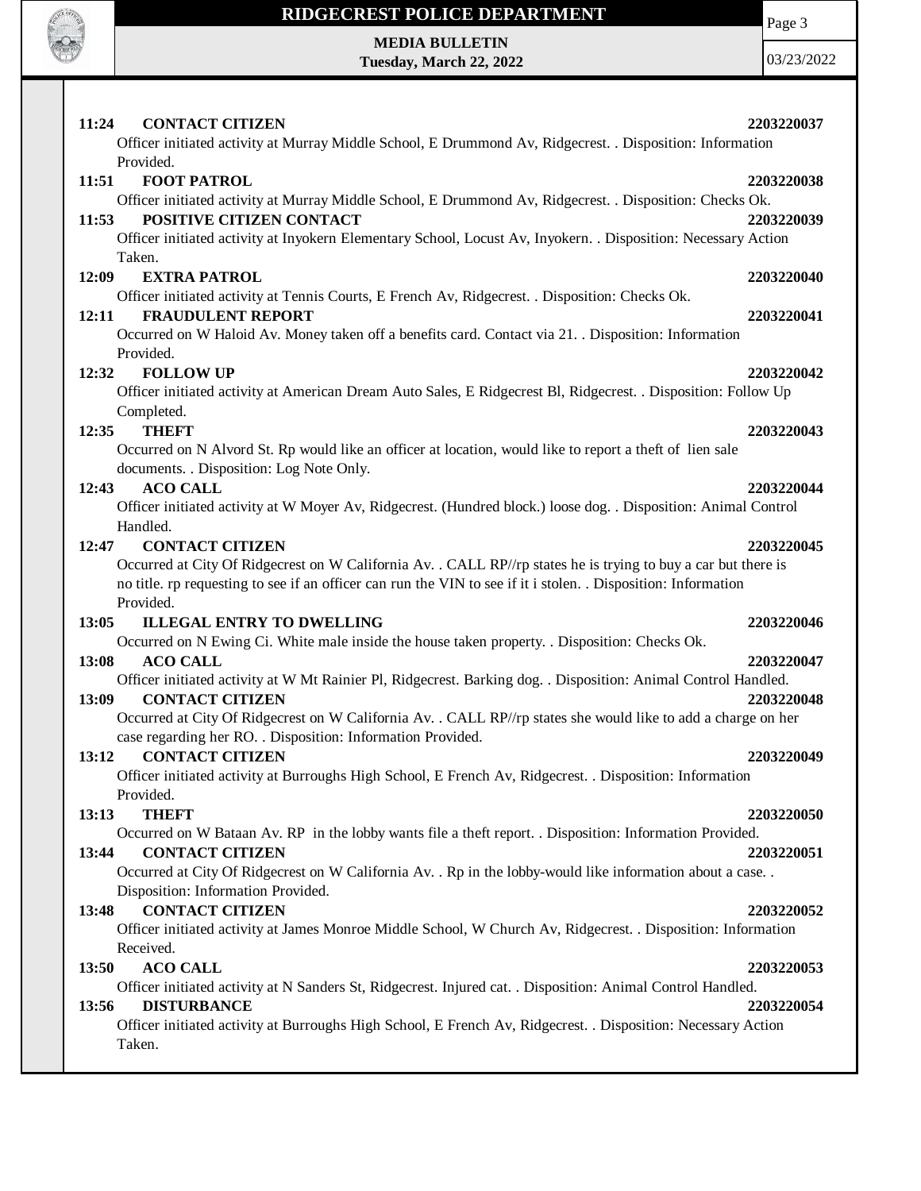**11:24 CONTACT CITIZEN** **2203220037**
Officer initiated activity at Murray Middle School, E Drummond Av, Ridgecrest. . Disposition: Information Provided.

**11:51 FOOT PATROL** **2203220038**
Officer initiated activity at Murray Middle School, E Drummond Av, Ridgecrest. . Disposition: Checks Ok.

**11:53 POSITIVE CITIZEN CONTACT** **2203220039**
Officer initiated activity at Inyokern Elementary School, Locust Av, Inyokern. . Disposition: Necessary Action Taken.

**12:09 EXTRA PATROL** **2203220040**
Officer initiated activity at Tennis Courts, E French Av, Ridgecrest. . Disposition: Checks Ok.

**12:11 FRAUDULENT REPORT** **2203220041**
Occurred on W Haloid Av. Money taken off a benefits card. Contact via 21. . Disposition: Information Provided.

**12:32 FOLLOW UP** **2203220042**
Officer initiated activity at American Dream Auto Sales, E Ridgecrest Bl, Ridgecrest. . Disposition: Follow Up Completed.

**12:35 THEFT** **2203220043**
Occurred on N Alvord St. Rp would like an officer at location, would like to report a theft of lien sale documents. . Disposition: Log Note Only.

**12:43 ACO CALL** **2203220044**
Officer initiated activity at W Moyer Av, Ridgecrest. (Hundred block.) loose dog. . Disposition: Animal Control Handled.

**12:47 CONTACT CITIZEN** **2203220045**
Occurred at City Of Ridgecrest on W California Av. . CALL RP//rp states he is trying to buy a car but there is no title. rp requesting to see if an officer can run the VIN to see if it i stolen. . Disposition: Information Provided.

**13:05 ILLEGAL ENTRY TO DWELLING** **2203220046**
Occurred on N Ewing Ci. White male inside the house taken property. . Disposition: Checks Ok.

**13:08 ACO CALL** **2203220047**
Officer initiated activity at W Mt Rainier Pl, Ridgecrest. Barking dog. . Disposition: Animal Control Handled.

**13:09 CONTACT CITIZEN** **2203220048**
Occurred at City Of Ridgecrest on W California Av. . CALL RP//rp states she would like to add a charge on her case regarding her RO. . Disposition: Information Provided.

**13:12 CONTACT CITIZEN** **2203220049**
Officer initiated activity at Burroughs High School, E French Av, Ridgecrest. . Disposition: Information Provided.

**13:13 THEFT** **2203220050**
Occurred on W Bataan Av. RP in the lobby wants file a theft report. . Disposition: Information Provided.

**13:44 CONTACT CITIZEN** **2203220051**
Occurred at City Of Ridgecrest on W California Av. . Rp in the lobby-would like information about a case. . Disposition: Information Provided.

**13:48 CONTACT CITIZEN** **2203220052**
Officer initiated activity at James Monroe Middle School, W Church Av, Ridgecrest. . Disposition: Information Received.

**13:50 ACO CALL** **2203220053**
Officer initiated activity at N Sanders St, Ridgecrest. Injured cat. . Disposition: Animal Control Handled.

**13:56 DISTURBANCE** **2203220054**
Officer initiated activity at Burroughs High School, E French Av, Ridgecrest. . Disposition: Necessary Action Taken.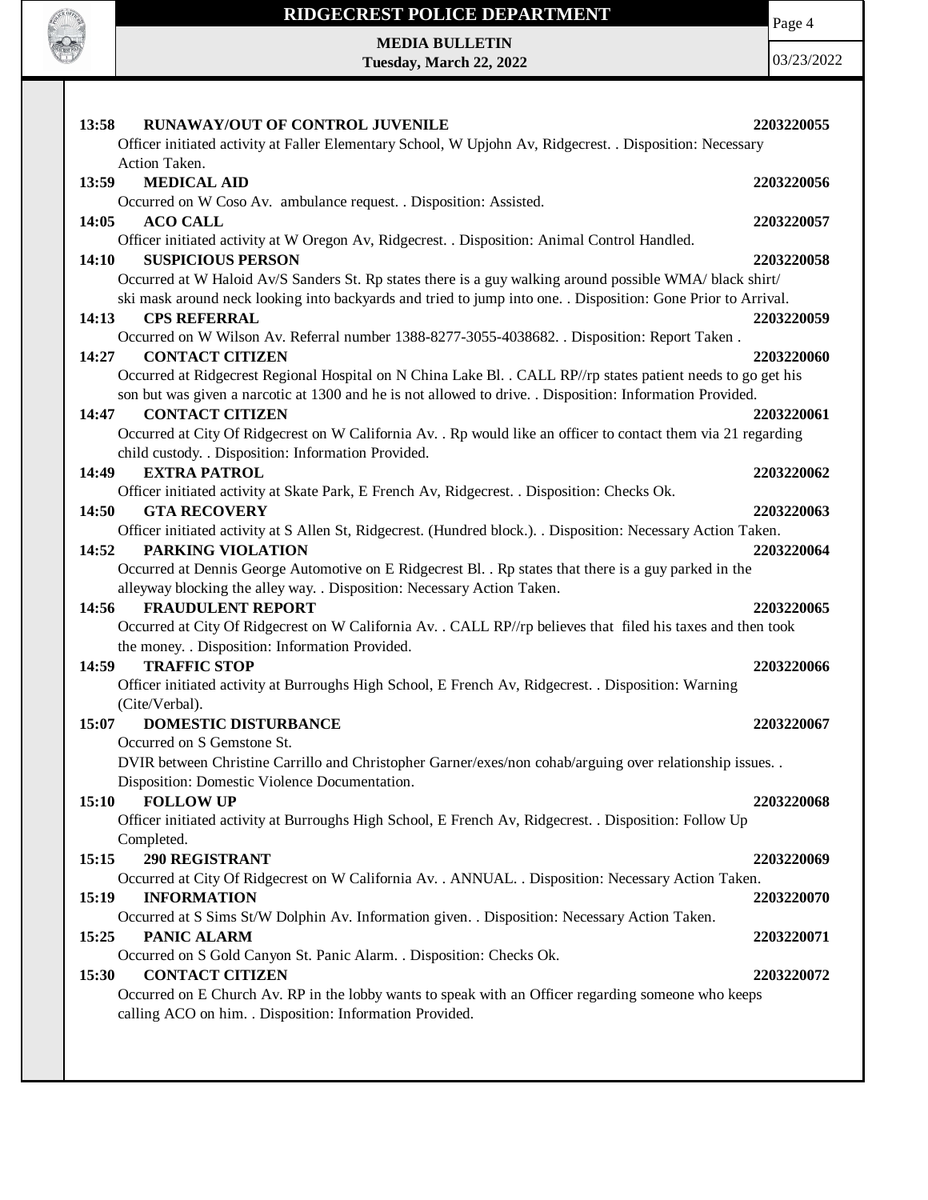**13:58 RUNAWAY/OUT OF CONTROL JUVENILE** **2203220055**
Officer initiated activity at Faller Elementary School, W Upjohn Av, Ridgecrest. . Disposition: Necessary Action Taken.

**13:59 MEDICAL AID** **2203220056**
Occurred on W Coso Av. ambulance request. . Disposition: Assisted.

**14:05 ACO CALL** **2203220057**
Officer initiated activity at W Oregon Av, Ridgecrest. . Disposition: Animal Control Handled.

**14:10 SUSPICIOUS PERSON** **2203220058**
Occurred at W Haloid Av/S Sanders St. Rp states there is a guy walking around possible WMA/ black shirt/ ski mask around neck looking into backyards and tried to jump into one. . Disposition: Gone Prior to Arrival.

**14:13 CPS REFERRAL** **2203220059**
Occurred on W Wilson Av. Referral number 1388-8277-3055-4038682. . Disposition: Report Taken .

**14:27 CONTACT CITIZEN** **2203220060**
Occurred at Ridgecrest Regional Hospital on N China Lake Bl. . CALL RP//rp states patient needs to go get his son but was given a narcotic at 1300 and he is not allowed to drive. . Disposition: Information Provided.

**14:47 CONTACT CITIZEN** **2203220061**
Occurred at City Of Ridgecrest on W California Av. . Rp would like an officer to contact them via 21 regarding child custody. . Disposition: Information Provided.

**14:49 EXTRA PATROL** **2203220062**
Officer initiated activity at Skate Park, E French Av, Ridgecrest. . Disposition: Checks Ok.

**14:50 GTA RECOVERY** **2203220063**
Officer initiated activity at S Allen St, Ridgecrest. (Hundred block.). . Disposition: Necessary Action Taken.

**14:52 PARKING VIOLATION** **2203220064**
Occurred at Dennis George Automotive on E Ridgecrest Bl. . Rp states that there is a guy parked in the alleyway blocking the alley way. . Disposition: Necessary Action Taken.

**14:56 FRAUDULENT REPORT** **2203220065**
Occurred at City Of Ridgecrest on W California Av. . CALL RP//rp believes that filed his taxes and then took the money. . Disposition: Information Provided.

**14:59 TRAFFIC STOP** **2203220066**
Officer initiated activity at Burroughs High School, E French Av, Ridgecrest. . Disposition: Warning (Cite/Verbal).

**15:07 DOMESTIC DISTURBANCE** **2203220067**
Occurred on S Gemstone St.
DVIR between Christine Carrillo and Christopher Garner/exes/non cohab/arguing over relationship issues. . Disposition: Domestic Violence Documentation.

**15:10 FOLLOW UP** **2203220068**
Officer initiated activity at Burroughs High School, E French Av, Ridgecrest. . Disposition: Follow Up Completed.

**15:15 290 REGISTRANT** **2203220069**
Occurred at City Of Ridgecrest on W California Av. . ANNUAL. . Disposition: Necessary Action Taken.

**15:19 INFORMATION** **2203220070**
Occurred at S Sims St/W Dolphin Av. Information given. . Disposition: Necessary Action Taken.

**15:25 PANIC ALARM** **2203220071**
Occurred on S Gold Canyon St. Panic Alarm. . Disposition: Checks Ok.

**15:30 CONTACT CITIZEN** **2203220072**
Occurred on E Church Av. RP in the lobby wants to speak with an Officer regarding someone who keeps calling ACO on him. . Disposition: Information Provided.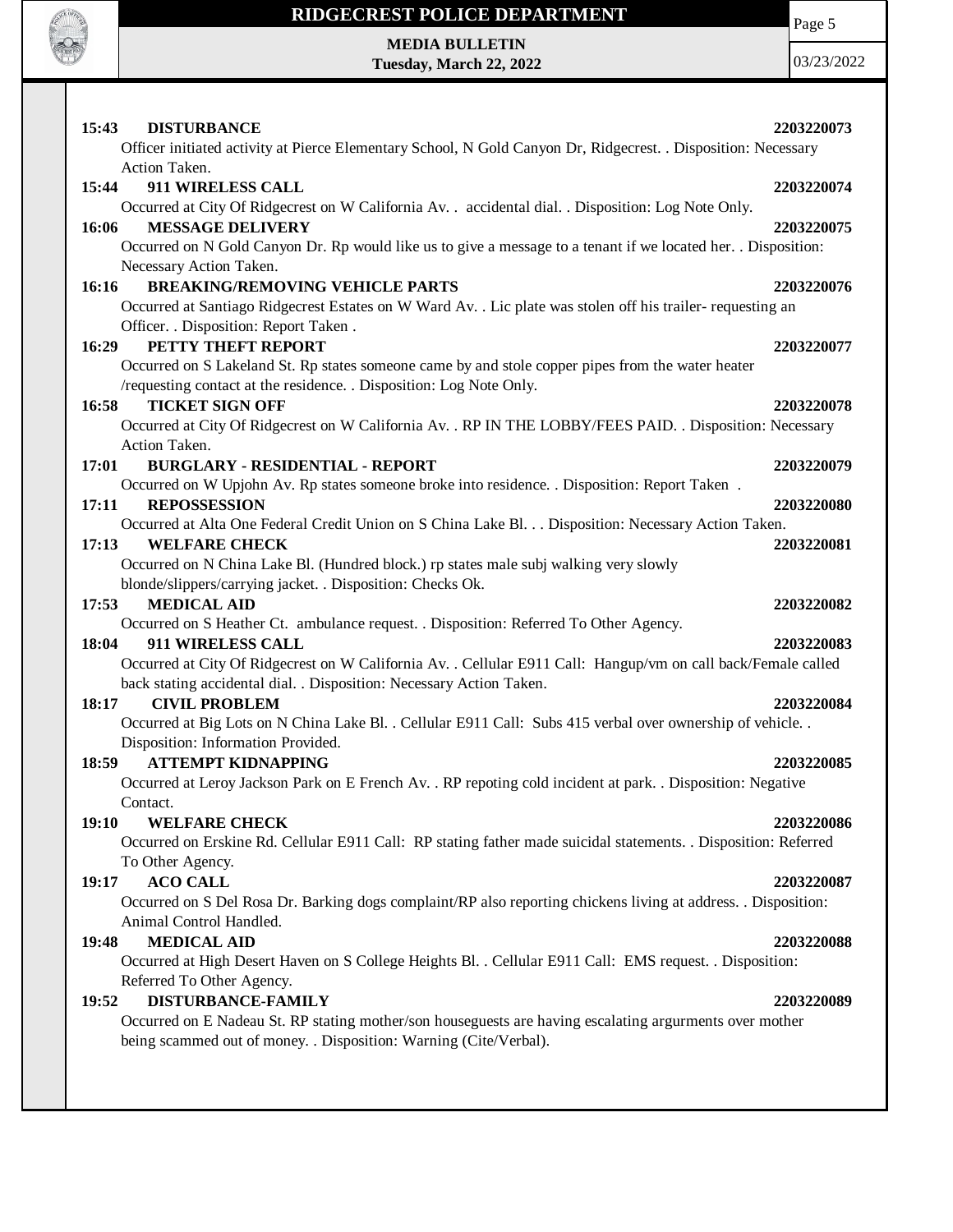**15:43 DISTURBANCE** **2203220073**
Officer initiated activity at Pierce Elementary School, N Gold Canyon Dr, Ridgecrest. . Disposition: Necessary Action Taken.

**15:44 911 WIRELESS CALL** **2203220074**
Occurred at City Of Ridgecrest on W California Av. . accidental dial. . Disposition: Log Note Only.

**16:06 MESSAGE DELIVERY** **2203220075**
Occurred on N Gold Canyon Dr. Rp would like us to give a message to a tenant if we located her. . Disposition: Necessary Action Taken.

**16:16 BREAKING/REMOVING VEHICLE PARTS** **2203220076**
Occurred at Santiago Ridgecrest Estates on W Ward Av. . Lic plate was stolen off his trailer- requesting an Officer. . Disposition: Report Taken .

**16:29 PETTY THEFT REPORT** **2203220077**
Occurred on S Lakeland St. Rp states someone came by and stole copper pipes from the water heater /requesting contact at the residence. . Disposition: Log Note Only.

**16:58 TICKET SIGN OFF** **2203220078**
Occurred at City Of Ridgecrest on W California Av. . RP IN THE LOBBY/FEES PAID. . Disposition: Necessary Action Taken.

**17:01 BURGLARY - RESIDENTIAL - REPORT** **2203220079**
Occurred on W Upjohn Av. Rp states someone broke into residence. . Disposition: Report Taken .

**17:11 REPOSSESSION** **2203220080**
Occurred at Alta One Federal Credit Union on S China Lake Bl. . . Disposition: Necessary Action Taken.

**17:13 WELFARE CHECK** **2203220081**
Occurred on N China Lake Bl. (Hundred block.) rp states male subj walking very slowly blonde/slippers/carrying jacket. . Disposition: Checks Ok.

**17:53 MEDICAL AID** **2203220082**
Occurred on S Heather Ct. ambulance request. . Disposition: Referred To Other Agency.

**18:04 911 WIRELESS CALL** **2203220083**
Occurred at City Of Ridgecrest on W California Av. . Cellular E911 Call: Hangup/vm on call back/Female called back stating accidental dial. . Disposition: Necessary Action Taken.

**18:17 CIVIL PROBLEM** **2203220084**
Occurred at Big Lots on N China Lake Bl. . Cellular E911 Call: Subs 415 verbal over ownership of vehicle. . Disposition: Information Provided.

**18:59 ATTEMPT KIDNAPPING** **2203220085**
Occurred at Leroy Jackson Park on E French Av. . RP repoting cold incident at park. . Disposition: Negative Contact.

**19:10 WELFARE CHECK** **2203220086**
Occurred on Erskine Rd. Cellular E911 Call: RP stating father made suicidal statements. . Disposition: Referred To Other Agency.

**19:17 ACO CALL** **2203220087**
Occurred on S Del Rosa Dr. Barking dogs complaint/RP also reporting chickens living at address. . Disposition: Animal Control Handled.

**19:48 MEDICAL AID** **2203220088**
Occurred at High Desert Haven on S College Heights Bl. . Cellular E911 Call: EMS request. . Disposition: Referred To Other Agency.

**19:52 DISTURBANCE-FAMILY** **2203220089**
Occurred on E Nadeau St. RP stating mother/son houseguests are having escalating argurments over mother being scammed out of money. . Disposition: Warning (Cite/Verbal).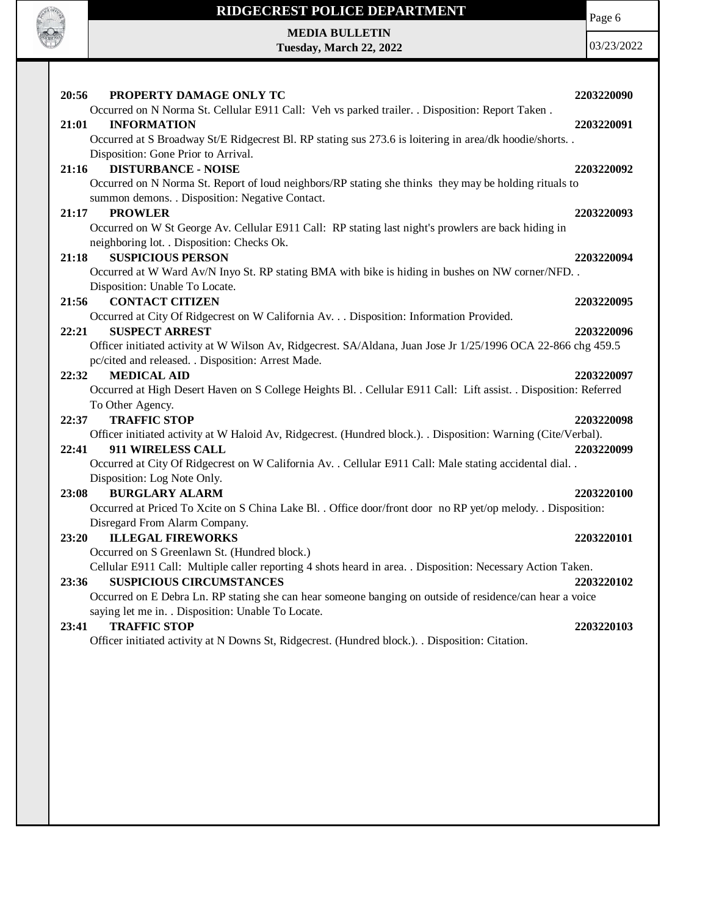**20:56 PROPERTY DAMAGE ONLY TC** **2203220090**

Occurred on N Norma St. Cellular E911 Call: Veh vs parked trailer. . Disposition: Report Taken .

**21:01 INFORMATION** **2203220091**

Occurred at S Broadway St/E Ridgecrest Bl. RP stating sus 273.6 is loitering in area/dk hoodie/shorts. . Disposition: Gone Prior to Arrival.

**21:16 DISTURBANCE - NOISE** **2203220092**

Occurred on N Norma St. Report of loud neighbors/RP stating she thinks they may be holding rituals to summon demons. . Disposition: Negative Contact.

**21:17 PROWLER** **2203220093**

Occurred on W St George Av. Cellular E911 Call: RP stating last night's prowlers are back hiding in neighboring lot. . Disposition: Checks Ok.

**21:18 SUSPICIOUS PERSON** **2203220094**

Occurred at W Ward Av/N Inyo St. RP stating BMA with bike is hiding in bushes on NW corner/NFD. . Disposition: Unable To Locate.

**21:56 CONTACT CITIZEN** **2203220095**

Occurred at City Of Ridgecrest on W California Av. . . Disposition: Information Provided.

**22:21 SUSPECT ARREST** **2203220096**

Officer initiated activity at W Wilson Av, Ridgecrest. SA/Aldana, Juan Jose Jr 1/25/1996 OCA 22-866 chg 459.5 pc/cited and released. . Disposition: Arrest Made.

**22:32 MEDICAL AID** **2203220097**

Occurred at High Desert Haven on S College Heights Bl. . Cellular E911 Call: Lift assist. . Disposition: Referred To Other Agency.

**22:37 TRAFFIC STOP** **2203220098**

Officer initiated activity at W Haloid Av, Ridgecrest. (Hundred block.). . Disposition: Warning (Cite/Verbal).

**22:41 911 WIRELESS CALL** **2203220099**

Occurred at City Of Ridgecrest on W California Av. . Cellular E911 Call: Male stating accidental dial. . Disposition: Log Note Only.

**23:08 BURGLARY ALARM** **2203220100**

Occurred at Priced To Xcite on S China Lake Bl. . Office door/front door no RP yet/op melody. . Disposition: Disregard From Alarm Company.

**23:20 ILLEGAL FIREWORKS** **2203220101**

Occurred on S Greenlawn St. (Hundred block.)
Cellular E911 Call: Multiple caller reporting 4 shots heard in area. . Disposition: Necessary Action Taken.

**23:36 SUSPICIOUS CIRCUMSTANCES** **2203220102**

Occurred on E Debra Ln. RP stating she can hear someone banging on outside of residence/can hear a voice saying let me in. . Disposition: Unable To Locate.

**23:41 TRAFFIC STOP** **2203220103**

Officer initiated activity at N Downs St, Ridgecrest. (Hundred block.). . Disposition: Citation.